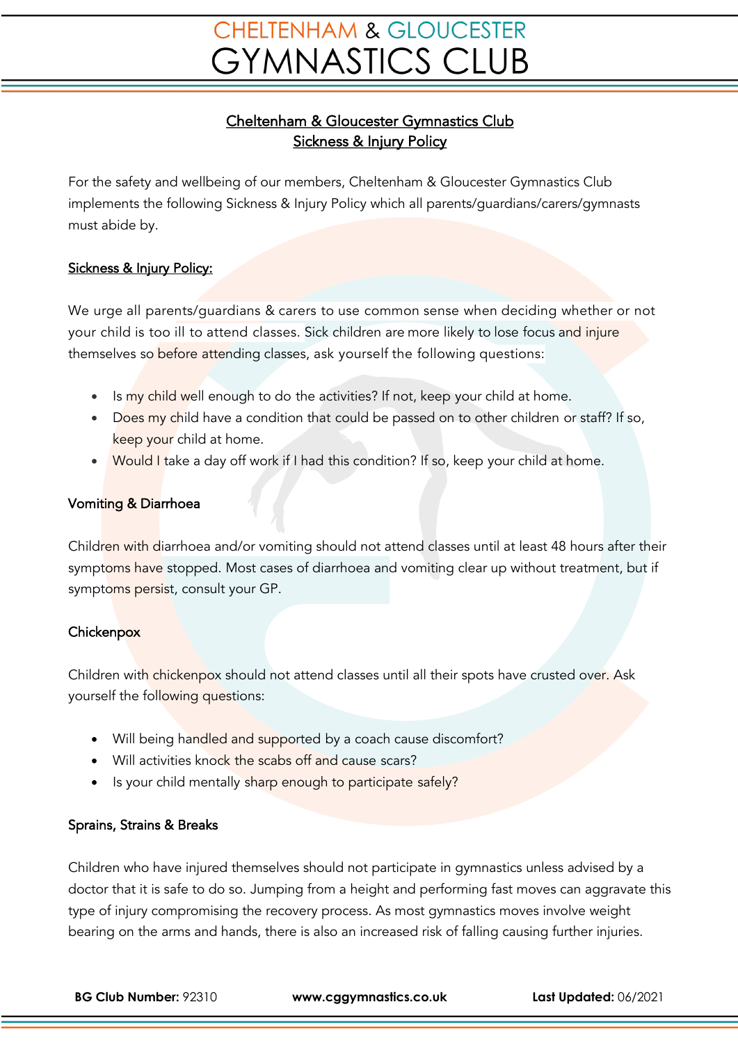# Cheltenham & Gloucester Gymnastics Club
## Sickness & Injury Policy

For the safety and wellbeing of our members, Cheltenham & Gloucester Gymnastics Club implements the following Sickness & Injury Policy which all parents/guardians/carers/gymnasts must abide by.

### Sickness & Injury Policy:

We urge all parents/guardians & carers to use common sense when deciding whether or not your child is too ill to attend classes. Sick children are more likely to lose focus and injure themselves so before attending classes, ask yourself the following questions:

- Is my child well enough to do the activities? If not, keep your child at home.
- Does my child have a condition that could be passed on to other children or staff? If so, keep your child at home.
- Would I take a day off work if I had this condition? If so, keep your child at home.

### Vomiting & Diarrhoea

Children with diarrhoea and/or vomiting should not attend classes until at least 48 hours after their symptoms have stopped. Most cases of diarrhoea and vomiting clear up without treatment, but if symptoms persist, consult your GP.

### Chickenpox

Children with chickenpox should not attend classes until all their spots have crusted over. Ask yourself the following questions:

- Will being handled and supported by a coach cause discomfort?
- Will activities knock the scabs off and cause scars?
- Is your child mentally sharp enough to participate safely?

### Sprains, Strains & Breaks

Children who have injured themselves should not participate in gymnastics unless advised by a doctor that it is safe to do so. Jumping from a height and performing fast moves can aggravate this type of injury compromising the recovery process. As most gymnastics moves involve weight bearing on the arms and hands, there is also an increased risk of falling causing further injuries.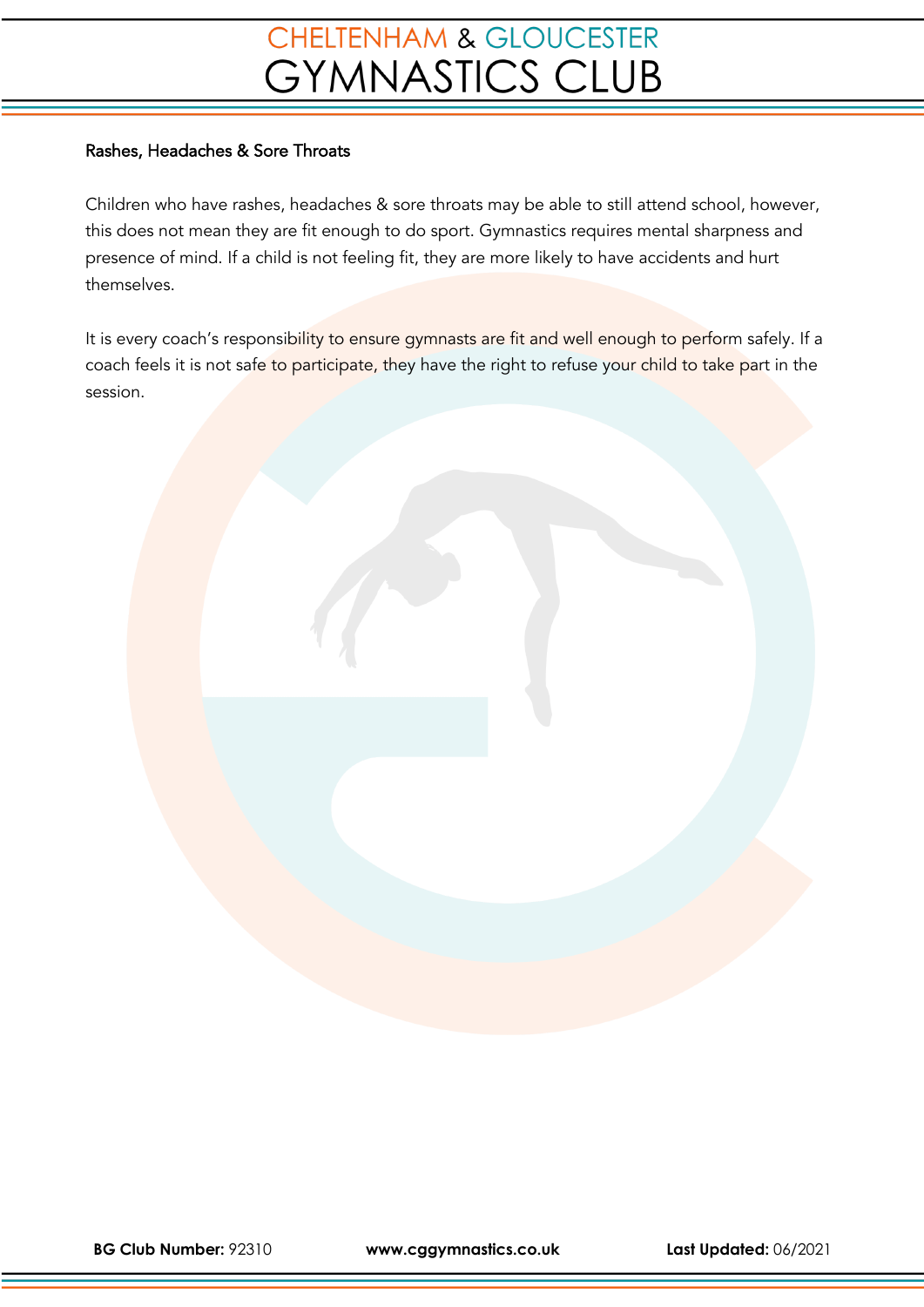## Rashes, Headaches & Sore Throats

Children who have rashes, headaches & sore throats may be able to still attend school, however, this does not mean they are fit enough to do sport. Gymnastics requires mental sharpness and presence of mind. If a child is not feeling fit, they are more likely to have accidents and hurt themselves.

It is every coach's responsibility to ensure gymnasts are fit and well enough to perform safely. If a coach feels it is not safe to participate, they have the right to refuse your child to take part in the session.